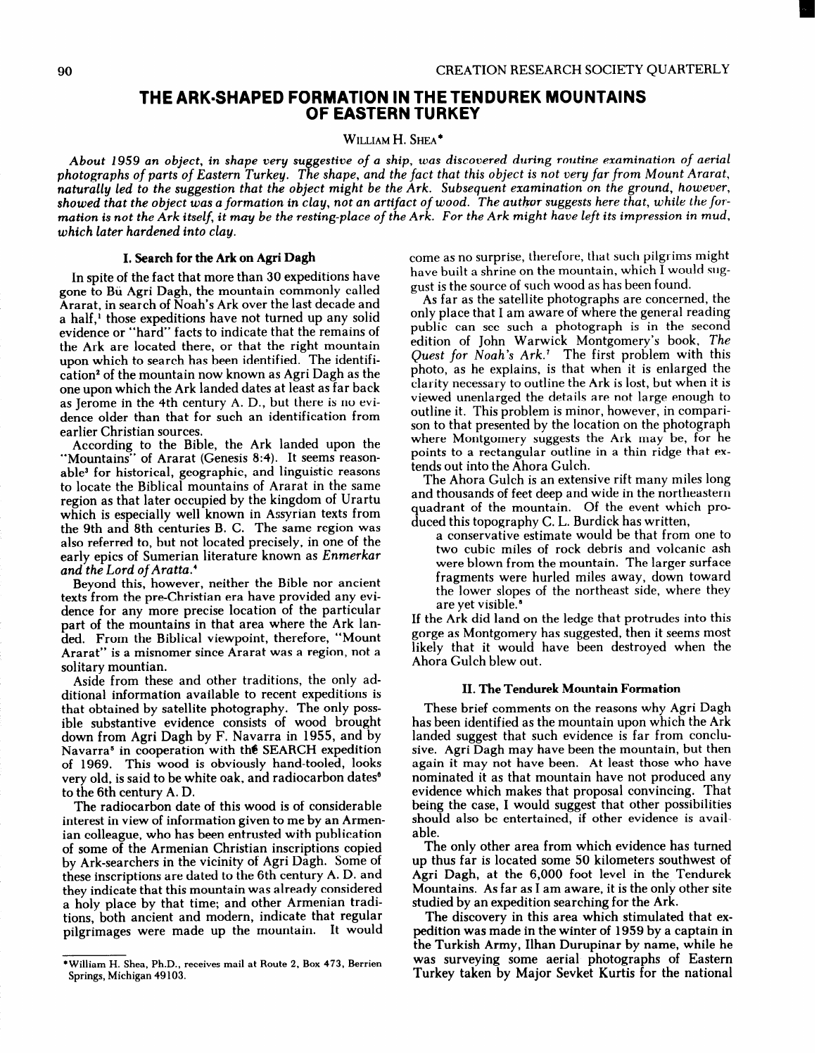# THE ARK-SHAPED FORMATION IN THE TENDUREK MOUNTAINS OF EASTERN TURKEY

WILLIAM H. SHEA*

*About 1959 an object, in shape very suggestive of a ship, was discovered during routine examination of aerial photographs of parts of Eastern Turkey. The shape, and the fact that this object is not very far from Mount Ararat, naturally led to the suggestion that the object might be the Ark. Subsequent examination on the ground, however, showed that the object was a formation in clay, not an artifact of wood. The author suggests here that, while the formation is not the Ark itself, it may be the resting-place of the Ark. For the Ark might have left its impression in mud, which later hardened into clay.*

### I. Search for the Ark on Agri Dagh

In spite of the fact that more than 30 expeditions have gone to Bü Agri Dagh, the mountain commonly called Ararat, in search of Noah's Ark over the last decade and a half,[1] those expeditions have not turned up any solid evidence or "hard" facts to indicate that the remains of the Ark are located there, or that the right mountain upon which to search has been identified. The identification[2] of the mountain now known as Agri Dagh as the one upon which the Ark landed dates at least as far back as Jerome in the 4th century A. D., but there is no evidence older than that for such an identification from earlier Christian sources.

According to the Bible, the Ark landed upon the "Mountains" of Ararat (Genesis 8:4). It seems reasonable[3] for historical, geographic, and linguistic reasons to locate the Biblical mountains of Ararat in the same region as that later occupied by the kingdom of Urartu which is especially well known in Assyrian texts from the 9th and 8th centuries B. C. The same region was also referred to, but not located precisely, in one of the early epics of Sumerian literature known as *Enmerkar and the Lord of Aratta.*[4]

Beyond this, however, neither the Bible nor ancient texts from the pre-Christian era have provided any evidence for any more precise location of the particular part of the mountains in that area where the Ark landed. From the Biblical viewpoint, therefore, "Mount Ararat" is a misnomer since Ararat was a region, not a solitary mountian.

Aside from these and other traditions, the only additional information available to recent expeditions is that obtained by satellite photography. The only possible substantive evidence consists of wood brought down from Agri Dagh by F. Navarra in 1955, and by Navarra[5] in cooperation with the SEARCH expedition of 1969. This wood is obviously hand-tooled, looks very old, is said to be white oak, and radiocarbon dates[6] to the 6th century A. D.

The radiocarbon date of this wood is of considerable interest in view of information given to me by an Armenian colleague, who has been entrusted with publication of some of the Armenian Christian inscriptions copied by Ark-searchers in the vicinity of Agri Dagh. Some of these inscriptions are dated to the 6th century A. D. and they indicate that this mountain was already considered a holy place by that time; and other Armenian traditions, both ancient and modern, indicate that regular pilgrimages were made up the mountain. It would come as no surprise, therefore, that such pilgrims might have built a shrine on the mountain, which I would suggest is the source of such wood as has been found.

As far as the satellite photographs are concerned, the only place that I am aware of where the general reading public can see such a photograph is in the second edition of John Warwick Montgomery's book, *The Quest for Noah's Ark.*[7] The first problem with this photo, as he explains, is that when it is enlarged the clarity necessary to outline the Ark is lost, but when it is viewed unenlarged the details are not large enough to outline it. This problem is minor, however, in comparison to that presented by the location on the photograph where Montgomery suggests the Ark may be, for he points to a rectangular outline in a thin ridge that extends out into the Ahora Gulch.

The Ahora Gulch is an extensive rift many miles long and thousands of feet deep and wide in the northeastern quadrant of the mountain. Of the event which produced this topography C. L. Burdick has written,

> a conservative estimate would be that from one to two cubic miles of rock debris and volcanic ash were blown from the mountain. The larger surface fragments were hurled miles away, down toward the lower slopes of the northeast side, where they are yet visible.[8]

If the Ark did land on the ledge that protrudes into this gorge as Montgomery has suggested, then it seems most likely that it would have been destroyed when the Ahora Gulch blew out.

### II. The Tendurek Mountain Formation

These brief comments on the reasons why Agri Dagh has been identified as the mountain upon which the Ark landed suggest that such evidence is far from conclusive. Agri Dagh may have been the mountain, but then again it may not have been. At least those who have nominated it as that mountain have not produced any evidence which makes that proposal convincing. That being the case, I would suggest that other possibilities should also be entertained, if other evidence is available.

The only other area from which evidence has turned up thus far is located some 50 kilometers southwest of Agri Dagh, at the 6,000 foot level in the Tendurek Mountains. As far as I am aware, it is the only other site studied by an expedition searching for the Ark.

The discovery in this area which stimulated that expedition was made in the winter of 1959 by a captain in the Turkish Army, Ilhan Durupinar by name, while he was surveying some aerial photographs of Eastern Turkey taken by Major Sevket Kurtis for the national

---

*William H. Shea, Ph.D., receives mail at Route 2, Box 473, Berrien Springs, Michigan 49103.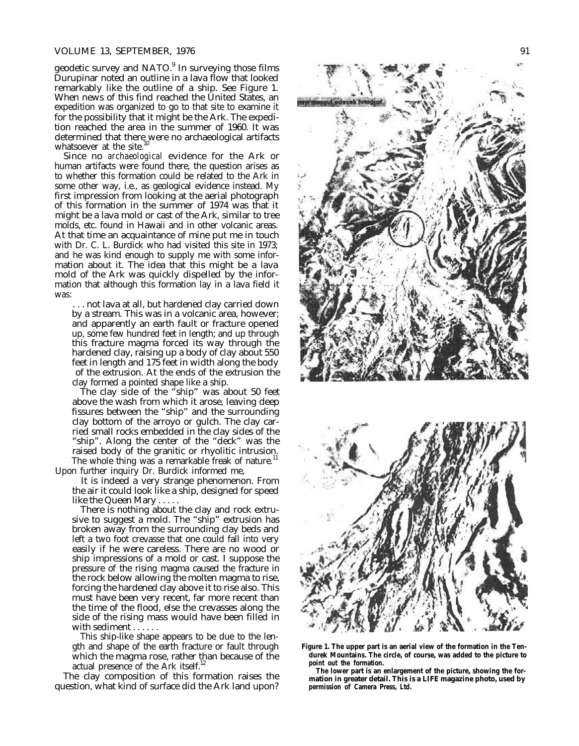geodetic survey and NATO.[9] In surveying those films Durupinar noted an outline in a lava flow that looked remarkably like the outline of a ship. See Figure 1. When news of this find reached the United States, an expedition was organized to go to that site to examine it for the possibility that it might be the Ark. The expedition reached the area in the summer of 1960. It was determined that there were no archaeological artifacts whatsoever at the site.[10]

Since no *archaeological* evidence for the Ark or human artifacts were found there, the question arises as to whether this formation could be related to the Ark in some other way, i.e., as geological evidence instead. My first impression from looking at the aerial photograph of this formation in the summer of 1974 was that it might be a lava mold or cast of the Ark, similar to tree molds, etc. found in Hawaii and in other volcanic areas. At that time an acquaintance of mine put me in touch with Dr. C. L. Burdick who had visited this site in 1973; and he was kind enough to supply me with some information about it. The idea that this might be a lava mold of the Ark was quickly dispelled by the information that although this formation lay in a lava field it was:

> . . . not lava at all, but hardened clay carried down by a stream. This was in a volcanic area, however; and apparently an earth fault or fracture opened up, some few hundred feet in length; and up through this fracture magma forced its way through the hardened clay, raising up a body of clay about 550 feet in length and 175 feet in width along the body of the extrusion. At the ends of the extrusion the clay formed a pointed shape like a ship.
>
> The clay side of the "ship" was about 50 feet above the wash from which it arose, leaving deep fissures between the "ship" and the surrounding clay bottom of the arroyo or gulch. The clay carried small rocks embedded in the clay sides of the "ship". Along the center of the "deck" was the raised body of the granitic or rhyolitic intrusion. The whole thing was a remarkable freak of nature.[11]

Upon further inquiry Dr. Burdick informed me,

> It is indeed a very strange phenomenon. From the air it could look like a ship, designed for speed like the Queen Mary . . . . .
>
> There is nothing about the clay and rock extrusive to suggest a mold. The "ship" extrusion has broken away from the surrounding clay beds and left a two foot crevasse that one could fall into very easily if he were careless. There are no wood or ship impressions of a mold or cast. I suppose the pressure of the rising magma caused the fracture in the rock below allowing the molten magma to rise, forcing the hardened clay above it to rise also. This must have been very recent, far more recent than the time of the flood, else the crevasses along the side of the rising mass would have been filled in with sediment . . . . . .
>
> This ship-like shape appears to be due to the length and shape of the earth fracture or fault through which the magma rose, rather than because of the actual presence of the Ark itself.[12]

The clay composition of this formation raises the question, what kind of surface did the Ark land upon?

**Figure 1. The upper part is an aerial view of the formation in the Tendurek Mountains. The circle, of course, was added to the picture to point out the formation.**

**The lower part is an enlargement of the picture, showing the formation in greater detail. This is a LIFE magazine photo, used by permission of Camera Press, Ltd.**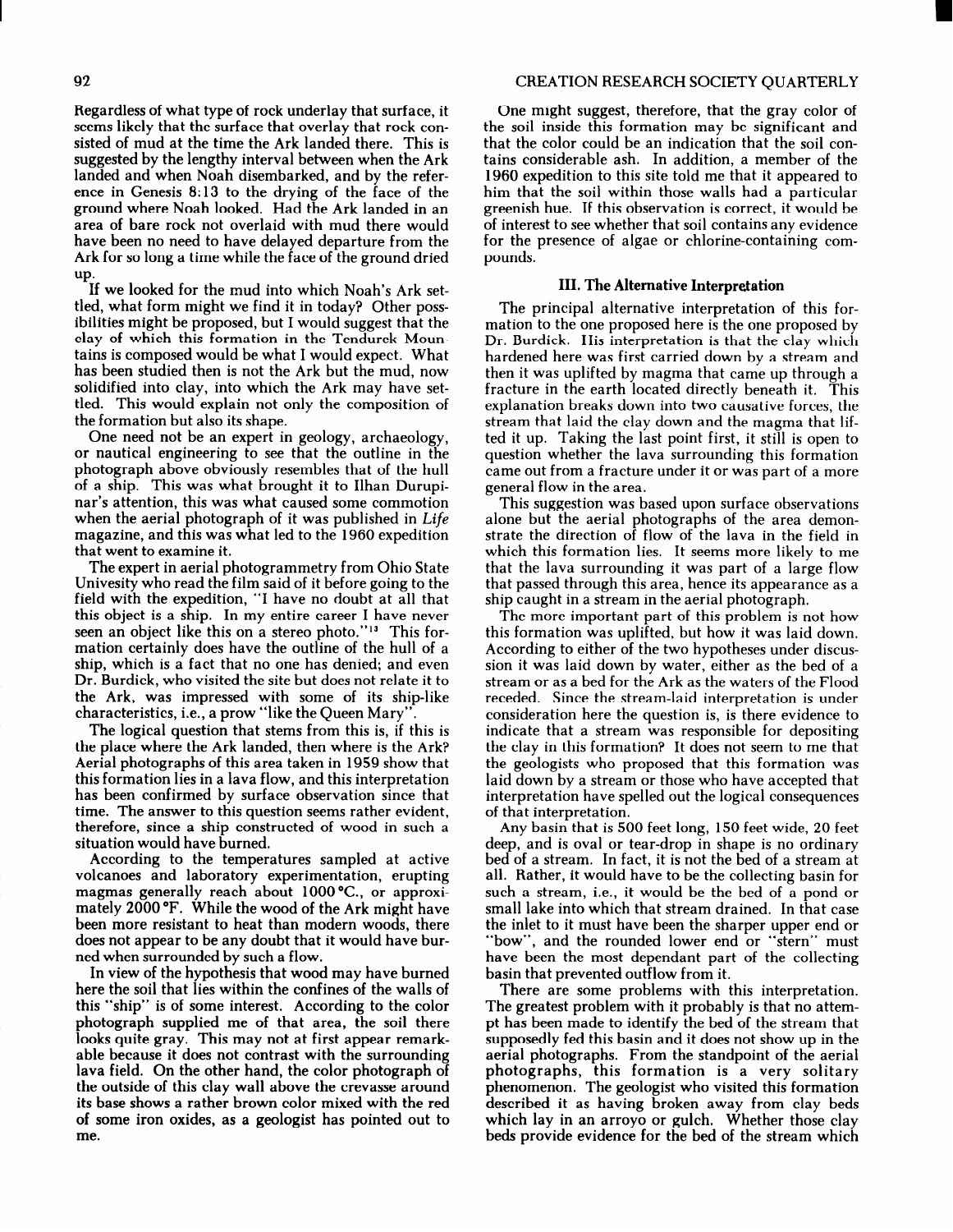Regardless of what type of rock underlay that surface, it seems likely that the surface that overlay that rock consisted of mud at the time the Ark landed there. This is suggested by the lengthy interval between when the Ark landed and when Noah disembarked, and by the reference in Genesis 8:13 to the drying of the face of the ground where Noah looked. Had the Ark landed in an area of bare rock not overlaid with mud there would have been no need to have delayed departure from the Ark for so long a time while the face of the ground dried up.

If we looked for the mud into which Noah's Ark settled, what form might we find it in today? Other possibilities might be proposed, but I would suggest that the clay of which this formation in the Tendurek Mountains is composed would be what I would expect. What has been studied then is not the Ark but the mud, now solidified into clay, into which the Ark may have settled. This would explain not only the composition of the formation but also its shape.

One need not be an expert in geology, archaeology, or nautical engineering to see that the outline in the photograph above obviously resembles that of the hull of a ship. This was what brought it to Ilhan Durupinar's attention, this was what caused some commotion when the aerial photograph of it was published in *Life* magazine, and this was what led to the 1960 expedition that went to examine it.

The expert in aerial photogrammetry from Ohio State Univesity who read the film said of it before going to the field with the expedition, "I have no doubt at all that this object is a ship. In my entire career I have never seen an object like this on a stereo photo."[13] This formation certainly does have the outline of the hull of a ship, which is a fact that no one has denied; and even Dr. Burdick, who visited the site but does not relate it to the Ark, was impressed with some of its ship-like characteristics, i.e., a prow "like the Queen Mary".

The logical question that stems from this is, if this is the place where the Ark landed, then where is the Ark? Aerial photographs of this area taken in 1959 show that this formation lies in a lava flow, and this interpretation has been confirmed by surface observation since that time. The answer to this question seems rather evident, therefore, since a ship constructed of wood in such a situation would have burned.

According to the temperatures sampled at active volcanoes and laboratory experimentation, erupting magmas generally reach about 1000 °C., or approximately 2000 °F. While the wood of the Ark might have been more resistant to heat than modern woods, there does not appear to be any doubt that it would have burned when surrounded by such a flow.

In view of the hypothesis that wood may have burned here the soil that lies within the confines of the walls of this "ship" is of some interest. According to the color photograph supplied me of that area, the soil there looks quite gray. This may not at first appear remarkable because it does not contrast with the surrounding lava field. On the other hand, the color photograph of the outside of this clay wall above the crevasse around its base shows a rather brown color mixed with the red of some iron oxides, as a geologist has pointed out to me.

One might suggest, therefore, that the gray color of the soil inside this formation may be significant and that the color could be an indication that the soil contains considerable ash. In addition, a member of the 1960 expedition to this site told me that it appeared to him that the soil within those walls had a particular greenish hue. If this observation is correct, it would be of interest to see whether that soil contains any evidence for the presence of algae or chlorine-containing compounds.

### III. The Alternative Interpretation

The principal alternative interpretation of this formation to the one proposed here is the one proposed by Dr. Burdick. His interpretation is that the clay which hardened here was first carried down by a stream and then it was uplifted by magma that came up through a fracture in the earth located directly beneath it. This explanation breaks down into two causative forces, the stream that laid the clay down and the magma that lifted it up. Taking the last point first, it still is open to question whether the lava surrounding this formation came out from a fracture under it or was part of a more general flow in the area.

This suggestion was based upon surface observations alone but the aerial photographs of the area demonstrate the direction of flow of the lava in the field in which this formation lies. It seems more likely to me that the lava surrounding it was part of a large flow that passed through this area, hence its appearance as a ship caught in a stream in the aerial photograph.

The more important part of this problem is not how this formation was uplifted, but how it was laid down. According to either of the two hypotheses under discussion it was laid down by water, either as the bed of a stream or as a bed for the Ark as the waters of the Flood receded. Since the stream-laid interpretation is under consideration here the question is, is there evidence to indicate that a stream was responsible for depositing the clay in this formation? It does not seem to me that the geologists who proposed that this formation was laid down by a stream or those who have accepted that interpretation have spelled out the logical consequences of that interpretation.

Any basin that is 500 feet long, 150 feet wide, 20 feet deep, and is oval or tear-drop in shape is no ordinary bed of a stream. In fact, it is not the bed of a stream at all. Rather, it would have to be the collecting basin for such a stream, i.e., it would be the bed of a pond or small lake into which that stream drained. In that case the inlet to it must have been the sharper upper end or "bow", and the rounded lower end or "stern" must have been the most dependant part of the collecting basin that prevented outflow from it.

There are some problems with this interpretation. The greatest problem with it probably is that no attempt has been made to identify the bed of the stream that supposedly fed this basin and it does not show up in the aerial photographs. From the standpoint of the aerial photographs, this formation is a very solitary phenomenon. The geologist who visited this formation described it as having broken away from clay beds which lay in an arroyo or gulch. Whether those clay beds provide evidence for the bed of the stream which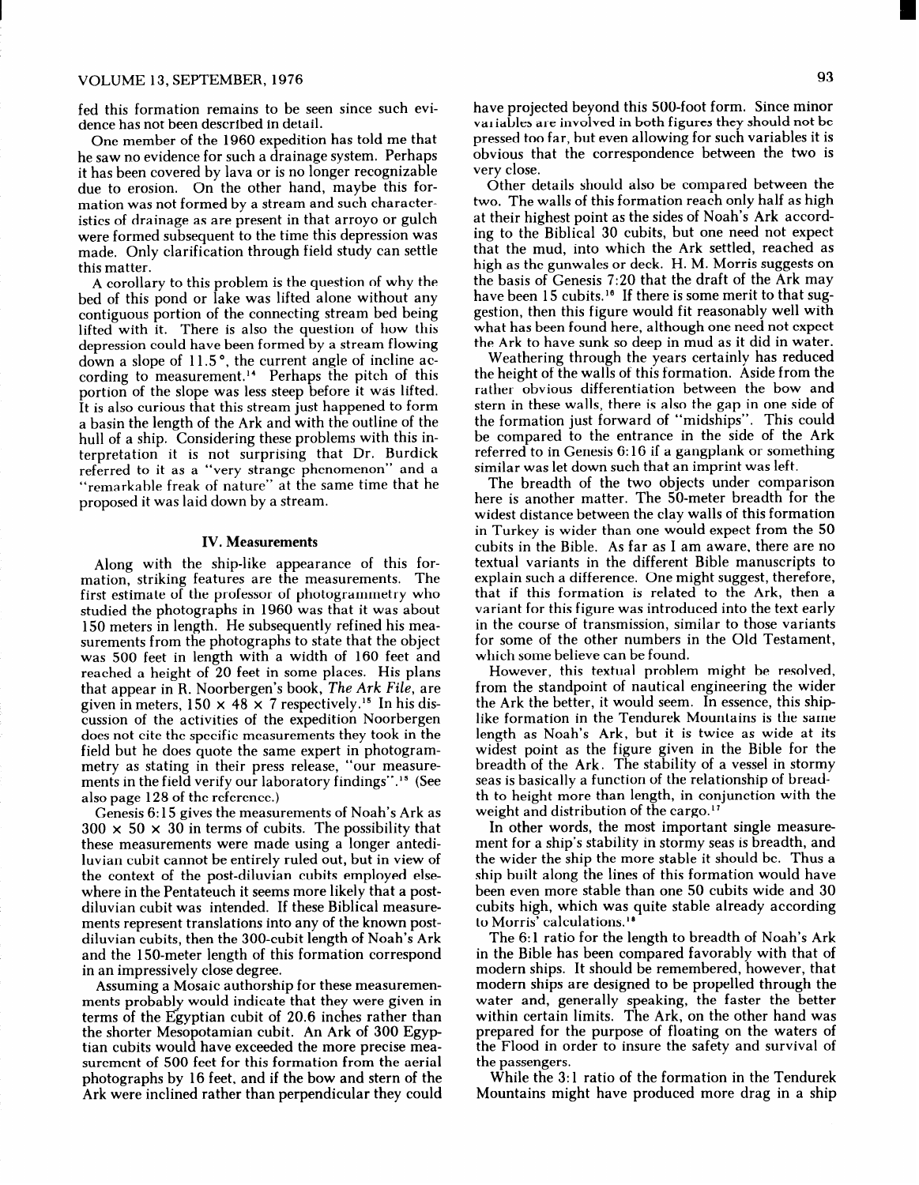fed this formation remains to be seen since such evidence has not been described in detail.

One member of the 1960 expedition has told me that he saw no evidence for such a drainage system. Perhaps it has been covered by lava or is no longer recognizable due to erosion. On the other hand, maybe this formation was not formed by a stream and such characteristics of drainage as are present in that arroyo or gulch were formed subsequent to the time this depression was made. Only clarification through field study can settle this matter.

A corollary to this problem is the question of why the bed of this pond or lake was lifted alone without any contiguous portion of the connecting stream bed being lifted with it. There is also the question of how this depression could have been formed by a stream flowing down a slope of 11.5°, the current angle of incline according to measurement.[14] Perhaps the pitch of this portion of the slope was less steep before it was lifted. It is also curious that this stream just happened to form a basin the length of the Ark and with the outline of the hull of a ship. Considering these problems with this interpretation it is not surprising that Dr. Burdick referred to it as a "very strange phenomenon" and a "remarkable freak of nature" at the same time that he proposed it was laid down by a stream.

## IV. Measurements

Along with the ship-like appearance of this formation, striking features are the measurements. The first estimate of the professor of photogrammetry who studied the photographs in 1960 was that it was about 150 meters in length. He subsequently refined his measurements from the photographs to state that the object was 500 feet in length with a width of 160 feet and reached a height of 20 feet in some places. His plans that appear in R. Noorbergen's book, *The Ark File*, are given in meters, 150 × 48 × 7 respectively.[15] In his discussion of the activities of the expedition Noorbergen does not cite the specific measurements they took in the field but he does quote the same expert in photogrammetry as stating in their press release, "our measurements in the field verify our laboratory findings".[15] (See also page 128 of the reference.)

Genesis 6:15 gives the measurements of Noah's Ark as 300 × 50 × 30 in terms of cubits. The possibility that these measurements were made using a longer antediluvian cubit cannot be entirely ruled out, but in view of the context of the post-diluvian cubits employed elsewhere in the Pentateuch it seems more likely that a post-diluvian cubit was intended. If these Biblical measurements represent translations into any of the known post-diluvian cubits, then the 300-cubit length of Noah's Ark and the 150-meter length of this formation correspond in an impressively close degree.

Assuming a Mosaic authorship for these measurements probably would indicate that they were given in terms of the Egyptian cubit of 20.6 inches rather than the shorter Mesopotamian cubit. An Ark of 300 Egyptian cubits would have exceeded the more precise measurement of 500 feet for this formation from the aerial photographs by 16 feet, and if the bow and stern of the Ark were inclined rather than perpendicular they could have projected beyond this 500-foot form. Since minor variables are involved in both figures they should not be pressed too far, but even allowing for such variables it is obvious that the correspondence between the two is very close.

Other details should also be compared between the two. The walls of this formation reach only half as high at their highest point as the sides of Noah's Ark according to the Biblical 30 cubits, but one need not expect that the mud, into which the Ark settled, reached as high as the gunwales or deck. H. M. Morris suggests on the basis of Genesis 7:20 that the draft of the Ark may have been 15 cubits.[16] If there is some merit to that suggestion, then this figure would fit reasonably well with what has been found here, although one need not expect the Ark to have sunk so deep in mud as it did in water.

Weathering through the years certainly has reduced the height of the walls of this formation. Aside from the rather obvious differentiation between the bow and stern in these walls, there is also the gap in one side of the formation just forward of "midships". This could be compared to the entrance in the side of the Ark referred to in Genesis 6:16 if a gangplank or something similar was let down such that an imprint was left.

The breadth of the two objects under comparison here is another matter. The 50-meter breadth for the widest distance between the clay walls of this formation in Turkey is wider than one would expect from the 50 cubits in the Bible. As far as I am aware, there are no textual variants in the different Bible manuscripts to explain such a difference. One might suggest, therefore, that if this formation is related to the Ark, then a variant for this figure was introduced into the text early in the course of transmission, similar to those variants for some of the other numbers in the Old Testament, which some believe can be found.

However, this textual problem might be resolved, from the standpoint of nautical engineering the wider the Ark the better, it would seem. In essence, this ship-like formation in the Tendurek Mountains is the same length as Noah's Ark, but it is twice as wide at its widest point as the figure given in the Bible for the breadth of the Ark. The stability of a vessel in stormy seas is basically a function of the relationship of breadth to height more than length, in conjunction with the weight and distribution of the cargo.[17]

In other words, the most important single measurement for a ship's stability in stormy seas is breadth, and the wider the ship the more stable it should be. Thus a ship built along the lines of this formation would have been even more stable than one 50 cubits wide and 30 cubits high, which was quite stable already according to Morris' calculations.[18]

The 6:1 ratio for the length to breadth of Noah's Ark in the Bible has been compared favorably with that of modern ships. It should be remembered, however, that modern ships are designed to be propelled through the water and, generally speaking, the faster the better within certain limits. The Ark, on the other hand was prepared for the purpose of floating on the waters of the Flood in order to insure the safety and survival of the passengers.

While the 3:1 ratio of the formation in the Tendurek Mountains might have produced more drag in a ship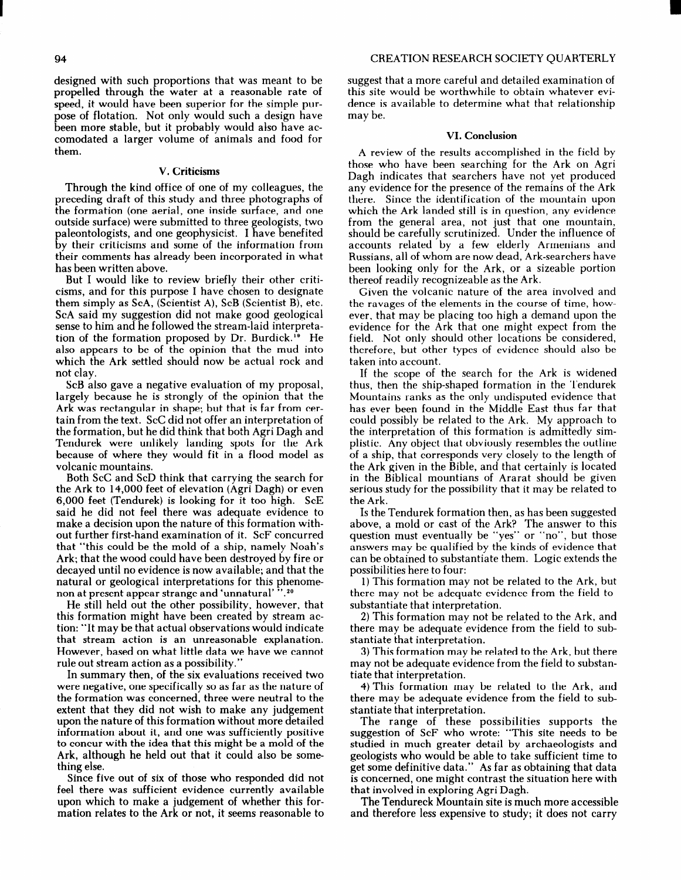designed with such proportions that was meant to be propelled through the water at a reasonable rate of speed, it would have been superior for the simple purpose of flotation. Not only would such a design have been more stable, but it probably would also have accomodated a larger volume of animals and food for them.

## V. Criticisms

Through the kind office of one of my colleagues, the preceding draft of this study and three photographs of the formation (one aerial, one inside surface, and one outside surface) were submitted to three geologists, two paleontologists, and one geophysicist. I have benefited by their criticisms and some of the information from their comments has already been incorporated in what has been written above.

But I would like to review briefly their other criticisms, and for this purpose I have chosen to designate them simply as ScA, (Scientist A), ScB (Scientist B), etc. ScA said my suggestion did not make good geological sense to him and he followed the stream-laid interpretation of the formation proposed by Dr. Burdick.[19] He also appears to be of the opinion that the mud into which the Ark settled should now be actual rock and not clay.

ScB also gave a negative evaluation of my proposal, largely because he is strongly of the opinion that the Ark was rectangular in shape; but that is far from certain from the text. ScC did not offer an interpretation of the formation, but he did think that both Agri Dagh and Tendurek were unlikely landing spots for the Ark because of where they would fit in a flood model as volcanic mountains.

Both ScC and ScD think that carrying the search for the Ark to 14,000 feet of elevation (Agri Dagh) or even 6,000 feet (Tendurek) is looking for it too high. ScE said he did not feel there was adequate evidence to make a decision upon the nature of this formation without further first-hand examination of it. ScF concurred that "this could be the mold of a ship, namely Noah's Ark; that the wood could have been destroyed by fire or decayed until no evidence is now available; and that the natural or geological interpretations for this phenomenon at present appear strange and 'unnatural' ".[20]

He still held out the other possibility, however, that this formation might have been created by stream action: "It may be that actual observations would indicate that stream action is an unreasonable explanation. However, based on what little data we have we cannot rule out stream action as a possibility."

In summary then, of the six evaluations received two were negative, one specifically so as far as the nature of the formation was concerned, three were neutral to the extent that they did not wish to make any judgement upon the nature of this formation without more detailed information about it, and one was sufficiently positive to concur with the idea that this might be a mold of the Ark, although he held out that it could also be something else.

Since five out of six of those who responded did not feel there was sufficient evidence currently available upon which to make a judgement of whether this formation relates to the Ark or not, it seems reasonable to suggest that a more careful and detailed examination of this site would be worthwhile to obtain whatever evidence is available to determine what that relationship may be.

## VI. Conclusion

A review of the results accomplished in the field by those who have been searching for the Ark on Agri Dagh indicates that searchers have not yet produced any evidence for the presence of the remains of the Ark there. Since the identification of the mountain upon which the Ark landed still is in question, any evidence from the general area, not just that one mountain, should be carefully scrutinized. Under the influence of accounts related by a few elderly Armenians and Russians, all of whom are now dead, Ark-searchers have been looking only for the Ark, or a sizeable portion thereof readily recognizeable as the Ark.

Given the volcanic nature of the area involved and the ravages of the elements in the course of time, however, that may be placing too high a demand upon the evidence for the Ark that one might expect from the field. Not only should other locations be considered, therefore, but other types of evidence should also be taken into account.

If the scope of the search for the Ark is widened thus, then the ship-shaped formation in the Tendurek Mountains ranks as the only undisputed evidence that has ever been found in the Middle East thus far that could possibly be related to the Ark. My approach to the interpretation of this formation is admittedly simplistic. Any object that obviously resembles the outline of a ship, that corresponds very closely to the length of the Ark given in the Bible, and that certainly is located in the Biblical mountians of Ararat should be given serious study for the possibility that it may be related to the Ark.

Is the Tendurek formation then, as has been suggested above, a mold or cast of the Ark? The answer to this question must eventually be "yes" or "no", but those answers may be qualified by the kinds of evidence that can be obtained to substantiate them. Logic extends the possibilities here to four:

1) This formation may not be related to the Ark, but there may not be adequate evidence from the field to substantiate that interpretation.
2) This formation may not be related to the Ark, and there may be adequate evidence from the field to substantiate that interpretation.
3) This formation may be related to the Ark, but there may not be adequate evidence from the field to substantiate that interpretation.
4) This formation may be related to the Ark, and there may be adequate evidence from the field to substantiate that interpretation.

The range of these possibilities supports the suggestion of ScF who wrote: "This site needs to be studied in much greater detail by archaeologists and geologists who would be able to take sufficient time to get some definitive data." As far as obtaining that data is concerned, one might contrast the situation here with that involved in exploring Agri Dagh.

The Tendureck Mountain site is much more accessible and therefore less expensive to study; it does not carry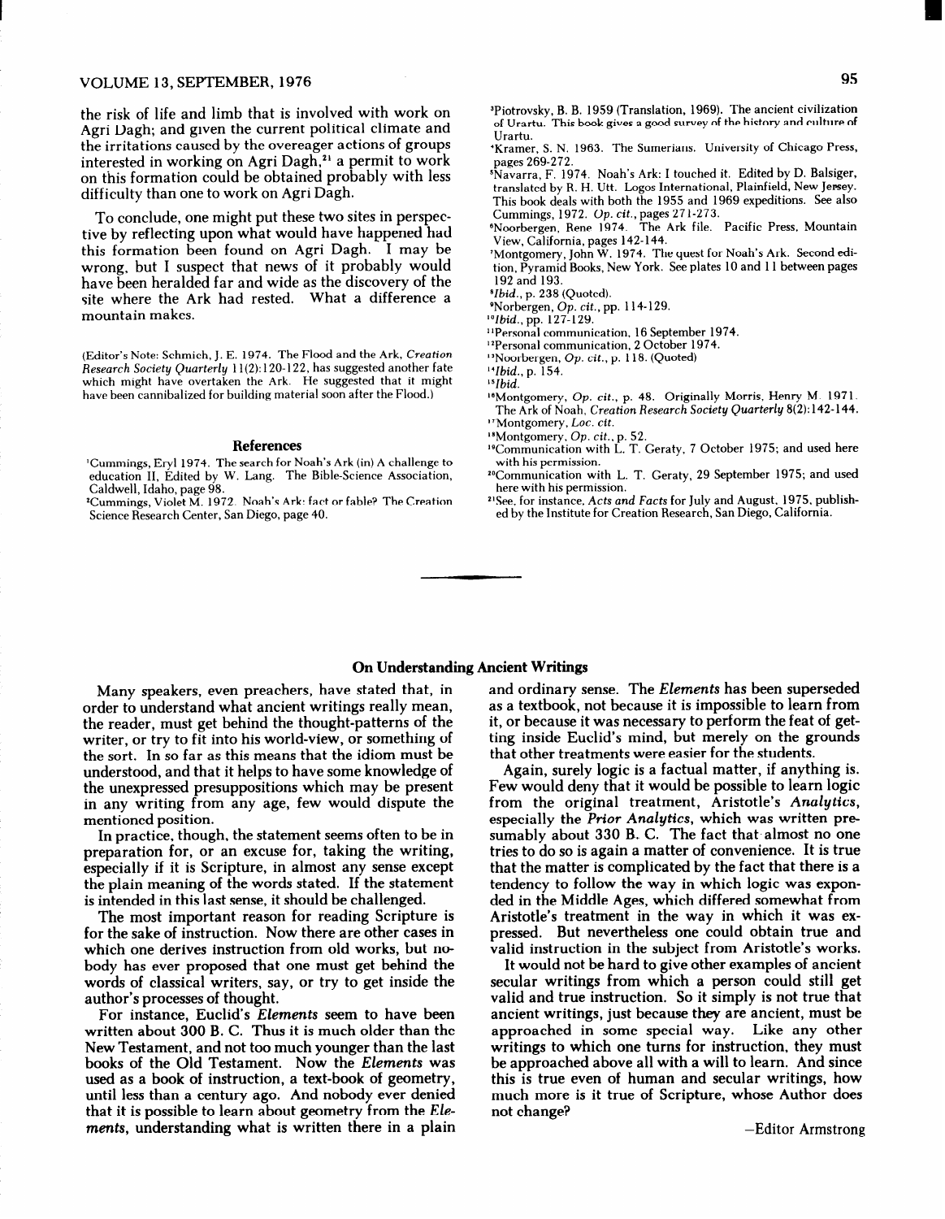the risk of life and limb that is involved with work on Agri Dagh; and given the current political climate and the irritations caused by the overeager actions of groups interested in working on Agri Dagh,[21] a permit to work on this formation could be obtained probably with less difficulty than one to work on Agri Dagh.

To conclude, one might put these two sites in perspective by reflecting upon what would have happened had this formation been found on Agri Dagh. I may be wrong, but I suspect that news of it probably would have been heralded far and wide as the discovery of the site where the Ark had rested. What a difference a mountain makes.

(Editor's Note: Schmich, J. E. 1974. The Flood and the Ark, *Creation Research Society Quarterly* 11(2):120-122, has suggested another fate which might have overtaken the Ark. He suggested that it might have been cannibalized for building material soon after the Flood.)

### References

[1]Cummings, Eryl 1974. The search for Noah's Ark (in) A challenge to education II, Edited by W. Lang. The Bible-Science Association, Caldwell, Idaho, page 98.

[2]Cummings, Violet M. 1972. Noah's Ark: fact or fable? The Creation Science Research Center, San Diego, page 40.

[3]Piotrovsky, B. B. 1959 (Translation, 1969). The ancient civilization of Urartu. This book gives a good survey of the history and culture of Urartu.

[4]Kramer, S. N. 1963. The Sumerians. University of Chicago Press, pages 269-272.

[5]Navarra, F. 1974. Noah's Ark: I touched it. Edited by D. Balsiger, translated by R. H. Utt. Logos International, Plainfield, New Jersey. This book deals with both the 1955 and 1969 expeditions. See also Cummings, 1972. *Op. cit.*, pages 271-273.

[6]Noorbergen, Rene 1974. The Ark file. Pacific Press, Mountain View, California, pages 142-144.

[7]Montgomery, John W. 1974. The quest for Noah's Ark. Second edition, Pyramid Books, New York. See plates 10 and 11 between pages 192 and 193.

[8]*Ibid.*, p. 238 (Quoted).

[9]Norbergen, *Op. cit.*, pp. 114-129.

[10]*Ibid.*, pp. 127-129.

[11]Personal communication, 16 September 1974.

[12]Personal communication, 2 October 1974.

[13]Noorbergen, *Op. cit.*, p. 118. (Quoted)

[14]*Ibid.*, p. 154.

[15]*Ibid.*

[16]Montgomery, *Op. cit.*, p. 48. Originally Morris, Henry M. 1971. The Ark of Noah, *Creation Research Society Quarterly* 8(2):142-144.

[17]Montgomery, *Loc. cit.*

[18]Montgomery, *Op. cit.*, p. 52.

[19]Communication with L. T. Geraty, 7 October 1975; and used here with his permission.

[20]Communication with L. T. Geraty, 29 September 1975; and used here with his permission.

[21]See, for instance, *Acts and Facts* for July and August, 1975, published by the Institute for Creation Research, San Diego, California.

## On Understanding Ancient Writings

Many speakers, even preachers, have stated that, in order to understand what ancient writings really mean, the reader, must get behind the thought-patterns of the writer, or try to fit into his world-view, or something of the sort. In so far as this means that the idiom must be understood, and that it helps to have some knowledge of the unexpressed presuppositions which may be present in any writing from any age, few would dispute the mentioned position.

In practice, though, the statement seems often to be in preparation for, or an excuse for, taking the writing, especially if it is Scripture, in almost any sense except the plain meaning of the words stated. If the statement is intended in this last sense, it should be challenged.

The most important reason for reading Scripture is for the sake of instruction. Now there are other cases in which one derives instruction from old works, but nobody has ever proposed that one must get behind the words of classical writers, say, or try to get inside the author's processes of thought.

For instance, Euclid's *Elements* seem to have been written about 300 B. C. Thus it is much older than the New Testament, and not too much younger than the last books of the Old Testament. Now the *Elements* was used as a book of instruction, a text-book of geometry, until less than a century ago. And nobody ever denied that it is possible to learn about geometry from the *Elements*, understanding what is written there in a plain and ordinary sense. The *Elements* has been superseded as a textbook, not because it is impossible to learn from it, or because it was necessary to perform the feat of getting inside Euclid's mind, but merely on the grounds that other treatments were easier for the students.

Again, surely logic is a factual matter, if anything is. Few would deny that it would be possible to learn logic from the original treatment, Aristotle's *Analytics*, especially the *Prior Analytics*, which was written presumably about 330 B. C. The fact that almost no one tries to do so is again a matter of convenience. It is true that the matter is complicated by the fact that there is a tendency to follow the way in which logic was expounded in the Middle Ages, which differed somewhat from Aristotle's treatment in the way in which it was expressed. But nevertheless one could obtain true and valid instruction in the subject from Aristotle's works.

It would not be hard to give other examples of ancient secular writings from which a person could still get valid and true instruction. So it simply is not true that ancient writings, just because they are ancient, must be approached in some special way. Like any other writings to which one turns for instruction, they must be approached above all with a will to learn. And since this is true even of human and secular writings, how much more is it true of Scripture, whose Author does not change?

—Editor Armstrong